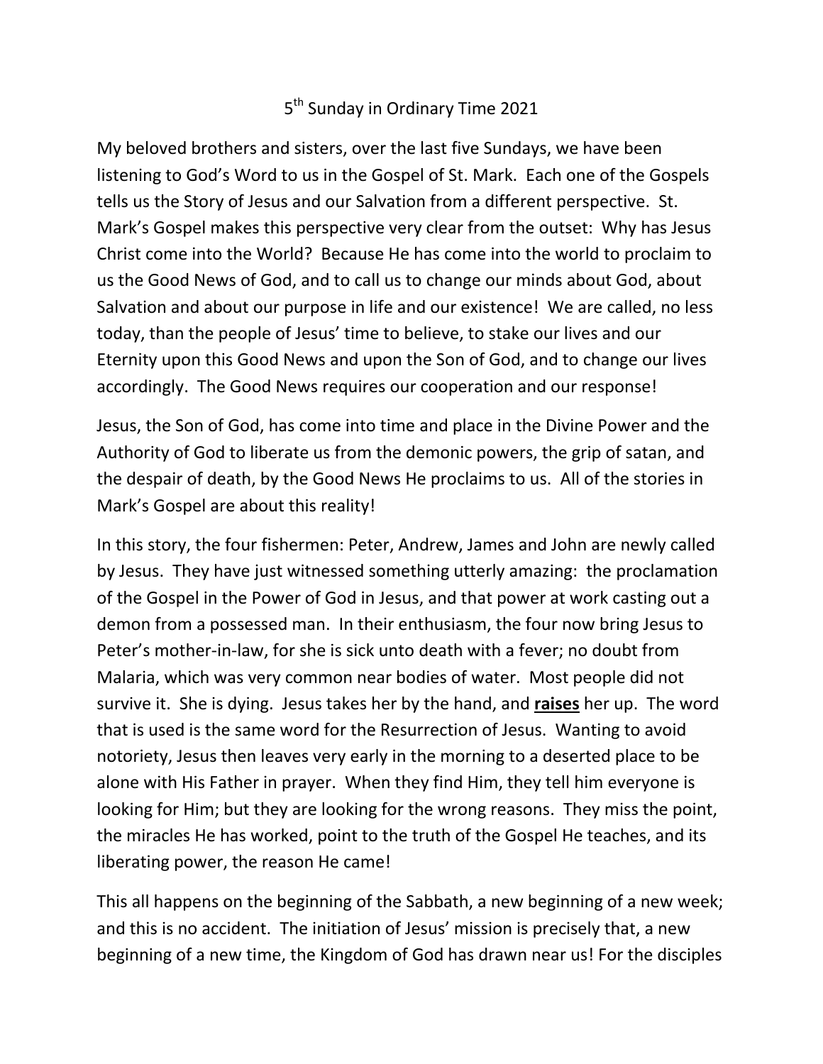# 5th Sunday in Ordinary Time 2021

My beloved brothers and sisters, over the last five Sundays, we have been listening to God's Word to us in the Gospel of St. Mark. Each one of the Gospels tells us the Story of Jesus and our Salvation from a different perspective. St. Mark's Gospel makes this perspective very clear from the outset: Why has Jesus Christ come into the World? Because He has come into the world to proclaim to us the Good News of God, and to call us to change our minds about God, about Salvation and about our purpose in life and our existence! We are called, no less today, than the people of Jesus' time to believe, to stake our lives and our Eternity upon this Good News and upon the Son of God, and to change our lives accordingly. The Good News requires our cooperation and our response!

Jesus, the Son of God, has come into time and place in the Divine Power and the Authority of God to liberate us from the demonic powers, the grip of satan, and the despair of death, by the Good News He proclaims to us. All of the stories in Mark's Gospel are about this reality!

In this story, the four fishermen: Peter, Andrew, James and John are newly called by Jesus. They have just witnessed something utterly amazing: the proclamation of the Gospel in the Power of God in Jesus, and that power at work casting out a demon from a possessed man. In their enthusiasm, the four now bring Jesus to Peter's mother-in-law, for she is sick unto death with a fever; no doubt from Malaria, which was very common near bodies of water. Most people did not survive it. She is dying. Jesus takes her by the hand, and <u>**raises**</u> her up. The word that is used is the same word for the Resurrection of Jesus. Wanting to avoid notoriety, Jesus then leaves very early in the morning to a deserted place to be alone with His Father in prayer. When they find Him, they tell him everyone is looking for Him; but they are looking for the wrong reasons. They miss the point, the miracles He has worked, point to the truth of the Gospel He teaches, and its liberating power, the reason He came!

This all happens on the beginning of the Sabbath, a new beginning of a new week; and this is no accident. The initiation of Jesus' mission is precisely that, a new beginning of a new time, the Kingdom of God has drawn near us! For the disciples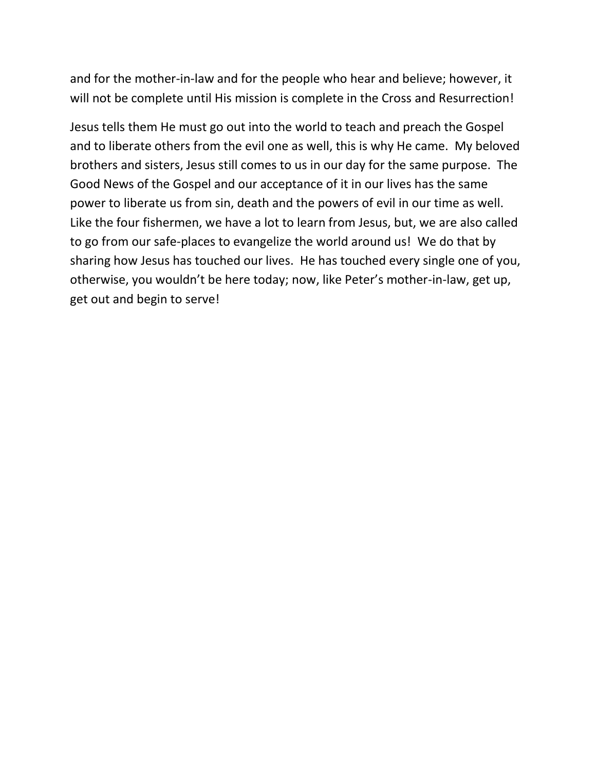and for the mother-in-law and for the people who hear and believe; however, it will not be complete until His mission is complete in the Cross and Resurrection!

Jesus tells them He must go out into the world to teach and preach the Gospel and to liberate others from the evil one as well, this is why He came. My beloved brothers and sisters, Jesus still comes to us in our day for the same purpose. The Good News of the Gospel and our acceptance of it in our lives has the same power to liberate us from sin, death and the powers of evil in our time as well. Like the four fishermen, we have a lot to learn from Jesus, but, we are also called to go from our safe-places to evangelize the world around us! We do that by sharing how Jesus has touched our lives. He has touched every single one of you, otherwise, you wouldn't be here today; now, like Peter's mother-in-law, get up, get out and begin to serve!